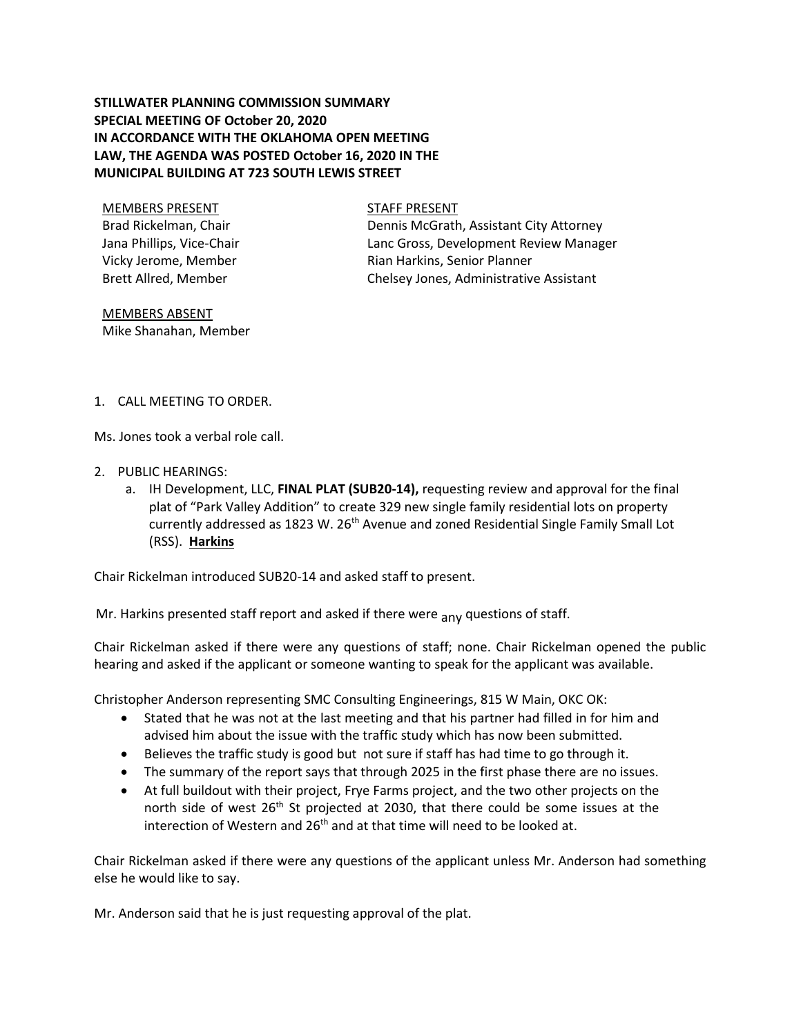**STILLWATER PLANNING COMMISSION SUMMARY**
**SPECIAL MEETING OF October 20, 2020**
**IN ACCORDANCE WITH THE OKLAHOMA OPEN MEETING LAW, THE AGENDA WAS POSTED October 16, 2020 IN THE MUNICIPAL BUILDING AT 723 SOUTH LEWIS STREET**

MEMBERS PRESENT
Brad Rickelman, Chair
Jana Phillips, Vice-Chair
Vicky Jerome, Member
Brett Allred, Member

STAFF PRESENT
Dennis McGrath, Assistant City Attorney
Lanc Gross, Development Review Manager
Rian Harkins, Senior Planner
Chelsey Jones, Administrative Assistant

MEMBERS ABSENT
Mike Shanahan, Member

1. CALL MEETING TO ORDER.

Ms. Jones took a verbal role call.

2. PUBLIC HEARINGS:
   a. IH Development, LLC, **FINAL PLAT (SUB20-14),** requesting review and approval for the final plat of "Park Valley Addition" to create 329 new single family residential lots on property currently addressed as 1823 W. 26th Avenue and zoned Residential Single Family Small Lot (RSS). **Harkins**

Chair Rickelman introduced SUB20-14 and asked staff to present.

Mr. Harkins presented staff report and asked if there were any questions of staff.

Chair Rickelman asked if there were any questions of staff; none. Chair Rickelman opened the public hearing and asked if the applicant or someone wanting to speak for the applicant was available.

Christopher Anderson representing SMC Consulting Engineerings, 815 W Main, OKC OK:

- Stated that he was not at the last meeting and that his partner had filled in for him and advised him about the issue with the traffic study which has now been submitted.
- Believes the traffic study is good but not sure if staff has had time to go through it.
- The summary of the report says that through 2025 in the first phase there are no issues.
- At full buildout with their project, Frye Farms project, and the two other projects on the north side of west 26th St projected at 2030, that there could be some issues at the interection of Western and 26th and at that time will need to be looked at.

Chair Rickelman asked if there were any questions of the applicant unless Mr. Anderson had something else he would like to say.

Mr. Anderson said that he is just requesting approval of the plat.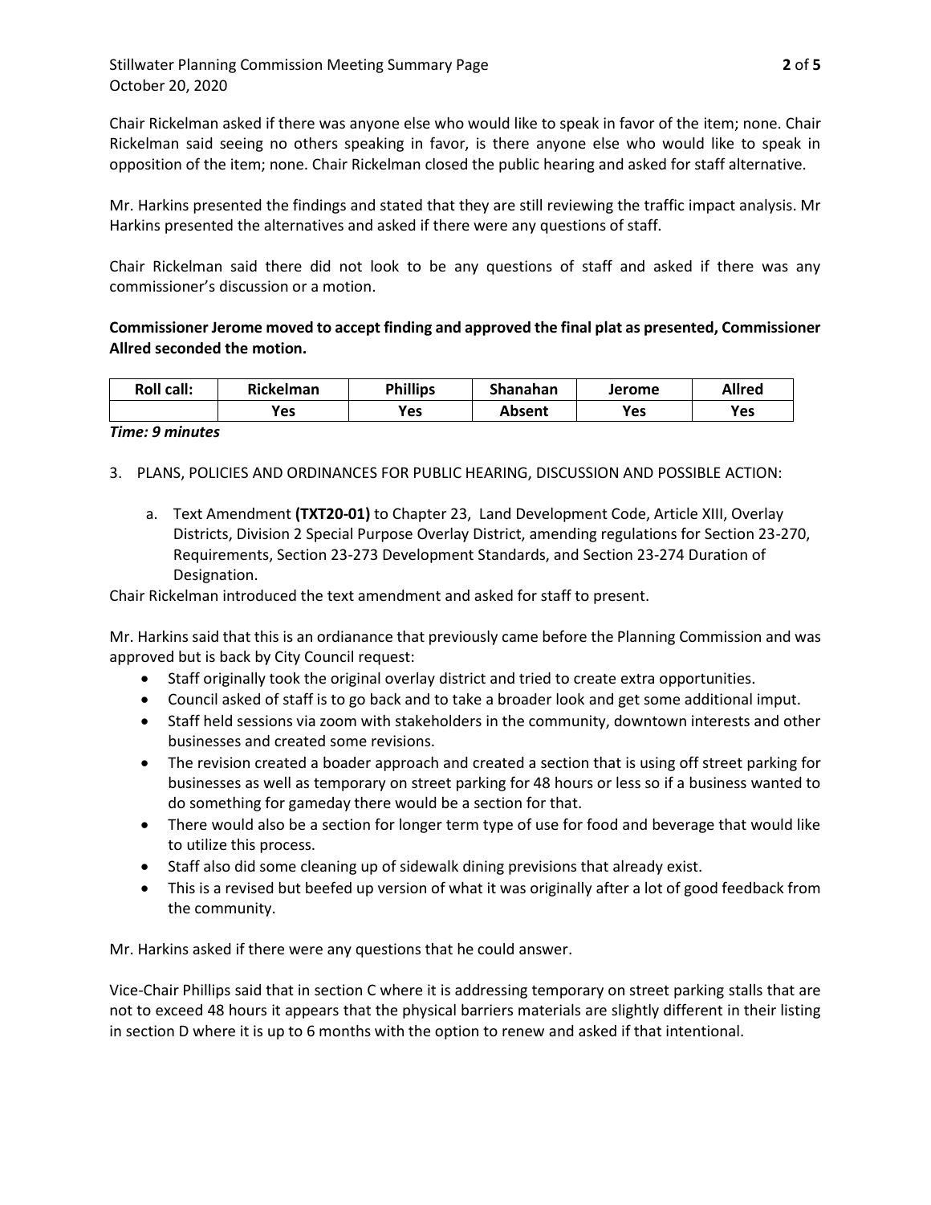Chair Rickelman asked if there was anyone else who would like to speak in favor of the item; none. Chair Rickelman said seeing no others speaking in favor, is there anyone else who would like to speak in opposition of the item; none. Chair Rickelman closed the public hearing and asked for staff alternative.

Mr. Harkins presented the findings and stated that they are still reviewing the traffic impact analysis. Mr Harkins presented the alternatives and asked if there were any questions of staff.

Chair Rickelman said there did not look to be any questions of staff and asked if there was any commissioner's discussion or a motion.

**Commissioner Jerome moved to accept finding and approved the final plat as presented, Commissioner Allred seconded the motion.**

| Roll call: | Rickelman | Phillips | Shanahan | Jerome | Allred |
|---|---|---|---|---|---|
| | Yes | Yes | Absent | Yes | Yes |

***Time: 9 minutes***

3. PLANS, POLICIES AND ORDINANCES FOR PUBLIC HEARING, DISCUSSION AND POSSIBLE ACTION:

   a. Text Amendment **(TXT20-01)** to Chapter 23, Land Development Code, Article XIII, Overlay Districts, Division 2 Special Purpose Overlay District, amending regulations for Section 23-270, Requirements, Section 23-273 Development Standards, and Section 23-274 Duration of Designation.

Chair Rickelman introduced the text amendment and asked for staff to present.

Mr. Harkins said that this is an ordianance that previously came before the Planning Commission and was approved but is back by City Council request:

- Staff originally took the original overlay district and tried to create extra opportunities.
- Council asked of staff is to go back and to take a broader look and get some additional imput.
- Staff held sessions via zoom with stakeholders in the community, downtown interests and other businesses and created some revisions.
- The revision created a boader approach and created a section that is using off street parking for businesses as well as temporary on street parking for 48 hours or less so if a business wanted to do something for gameday there would be a section for that.
- There would also be a section for longer term type of use for food and beverage that would like to utilize this process.
- Staff also did some cleaning up of sidewalk dining previsions that already exist.
- This is a revised but beefed up version of what it was originally after a lot of good feedback from the community.

Mr. Harkins asked if there were any questions that he could answer.

Vice-Chair Phillips said that in section C where it is addressing temporary on street parking stalls that are not to exceed 48 hours it appears that the physical barriers materials are slightly different in their listing in section D where it is up to 6 months with the option to renew and asked if that intentional.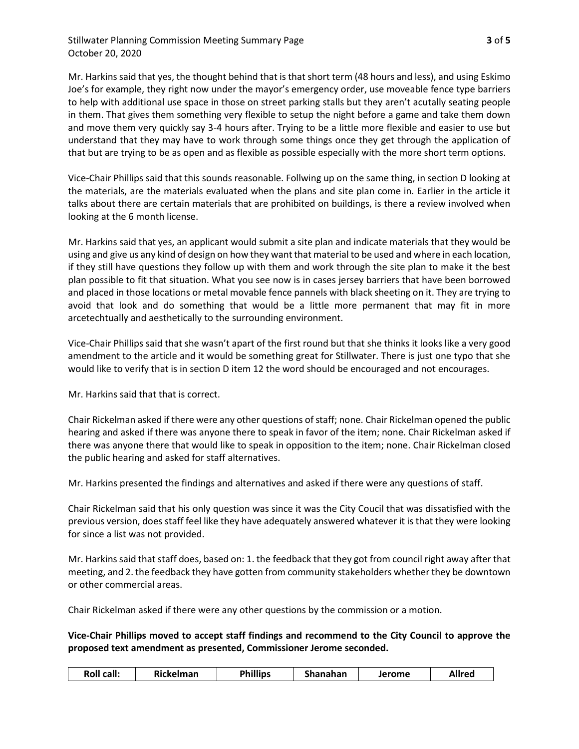Mr. Harkins said that yes, the thought behind that is that short term (48 hours and less), and using Eskimo Joe's for example, they right now under the mayor's emergency order, use moveable fence type barriers to help with additional use space in those on street parking stalls but they aren't acutally seating people in them. That gives them something very flexible to setup the night before a game and take them down and move them very quickly say 3-4 hours after. Trying to be a little more flexible and easier to use but understand that they may have to work through some things once they get through the application of that but are trying to be as open and as flexible as possible especially with the more short term options.

Vice-Chair Phillips said that this sounds reasonable. Follwing up on the same thing, in section D looking at the materials, are the materials evaluated when the plans and site plan come in. Earlier in the article it talks about there are certain materials that are prohibited on buildings, is there a review involved when looking at the 6 month license.

Mr. Harkins said that yes, an applicant would submit a site plan and indicate materials that they would be using and give us any kind of design on how they want that material to be used and where in each location, if they still have questions they follow up with them and work through the site plan to make it the best plan possible to fit that situation. What you see now is in cases jersey barriers that have been borrowed and placed in those locations or metal movable fence pannels with black sheeting on it. They are trying to avoid that look and do something that would be a little more permanent that may fit in more arcetechtually and aesthetically to the surrounding environment.

Vice-Chair Phillips said that she wasn't apart of the first round but that she thinks it looks like a very good amendment to the article and it would be something great for Stillwater. There is just one typo that she would like to verify that is in section D item 12 the word should be encouraged and not encourages.

Mr. Harkins said that that is correct.

Chair Rickelman asked if there were any other questions of staff; none. Chair Rickelman opened the public hearing and asked if there was anyone there to speak in favor of the item; none. Chair Rickelman asked if there was anyone there that would like to speak in opposition to the item; none. Chair Rickelman closed the public hearing and asked for staff alternatives.

Mr. Harkins presented the findings and alternatives and asked if there were any questions of staff.

Chair Rickelman said that his only question was since it was the City Coucil that was dissatisfied with the previous version, does staff feel like they have adequately answered whatever it is that they were looking for since a list was not provided.

Mr. Harkins said that staff does, based on: 1. the feedback that they got from council right away after that meeting, and 2. the feedback they have gotten from community stakeholders whether they be downtown or other commercial areas.

Chair Rickelman asked if there were any other questions by the commission or a motion.

**Vice-Chair Phillips moved to accept staff findings and recommend to the City Council to approve the proposed text amendment as presented, Commissioner Jerome seconded.**

| Roll call: | Rickelman | Phillips | Shanahan | Jerome | Allred |
|---|---|---|---|---|---|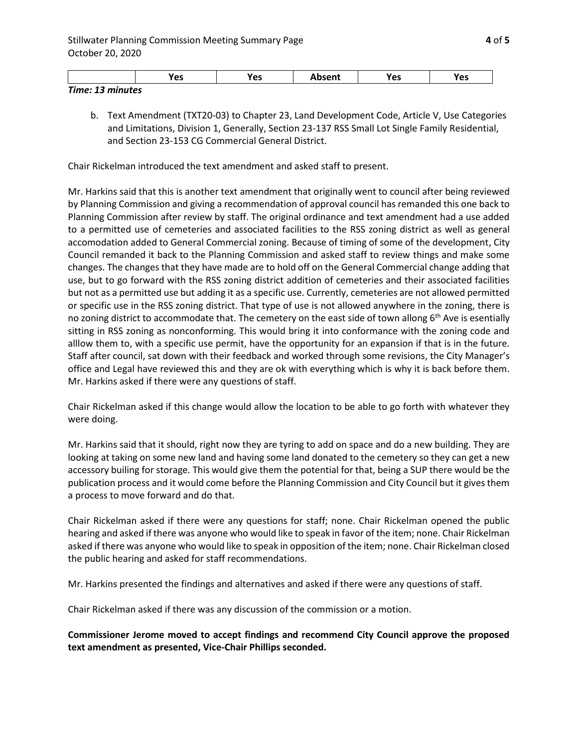| | Yes | Yes | Absent | Yes | Yes |
|---|---|---|---|---|---|

*Time: 13 minutes*

b. Text Amendment (TXT20-03) to Chapter 23, Land Development Code, Article V, Use Categories and Limitations, Division 1, Generally, Section 23-137 RSS Small Lot Single Family Residential, and Section 23-153 CG Commercial General District.

Chair Rickelman introduced the text amendment and asked staff to present.

Mr. Harkins said that this is another text amendment that originally went to council after being reviewed by Planning Commission and giving a recommendation of approval council has remanded this one back to Planning Commission after review by staff. The original ordinance and text amendment had a use added to a permitted use of cemeteries and associated facilities to the RSS zoning district as well as general accomodation added to General Commercial zoning. Because of timing of some of the development, City Council remanded it back to the Planning Commission and asked staff to review things and make some changes. The changes that they have made are to hold off on the General Commercial change adding that use, but to go forward with the RSS zoning district addition of cemeteries and their associated facilities but not as a permitted use but adding it as a specific use. Currently, cemeteries are not allowed permitted or specific use in the RSS zoning district. That type of use is not allowed anywhere in the zoning, there is no zoning district to accommodate that. The cemetery on the east side of town allong 6th Ave is esentially sitting in RSS zoning as nonconforming. This would bring it into conformance with the zoning code and alllow them to, with a specific use permit, have the opportunity for an expansion if that is in the future. Staff after council, sat down with their feedback and worked through some revisions, the City Manager's office and Legal have reviewed this and they are ok with everything which is why it is back before them. Mr. Harkins asked if there were any questions of staff.

Chair Rickelman asked if this change would allow the location to be able to go forth with whatever they were doing.

Mr. Harkins said that it should, right now they are tyring to add on space and do a new building. They are looking at taking on some new land and having some land donated to the cemetery so they can get a new accessory builing for storage. This would give them the potential for that, being a SUP there would be the publication process and it would come before the Planning Commission and City Council but it gives them a process to move forward and do that.

Chair Rickelman asked if there were any questions for staff; none. Chair Rickelman opened the public hearing and asked if there was anyone who would like to speak in favor of the item; none. Chair Rickelman asked if there was anyone who would like to speak in opposition of the item; none. Chair Rickelman closed the public hearing and asked for staff recommendations.

Mr. Harkins presented the findings and alternatives and asked if there were any questions of staff.

Chair Rickelman asked if there was any discussion of the commission or a motion.

**Commissioner Jerome moved to accept findings and recommend City Council approve the proposed text amendment as presented, Vice-Chair Phillips seconded.**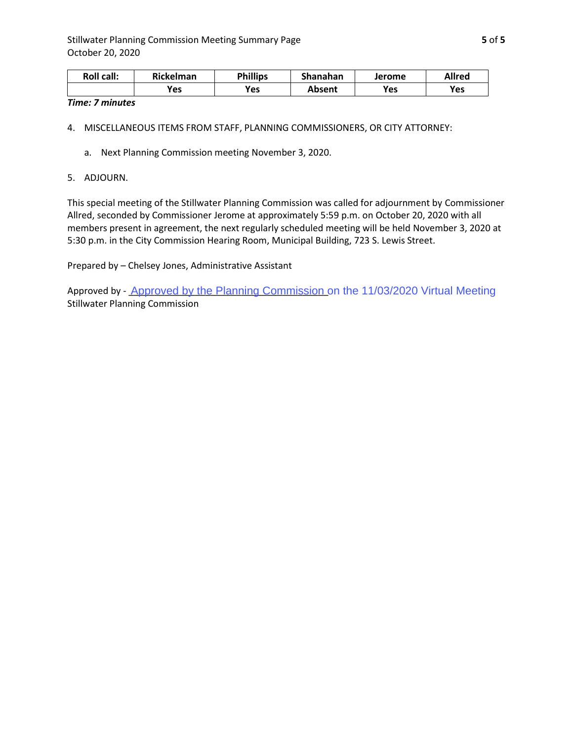| Roll call: | Rickelman | Phillips | Shanahan | Jerome | Allred |
|---|---|---|---|---|---|
| | Yes | Yes | Absent | Yes | Yes |

***Time: 7 minutes***

4. MISCELLANEOUS ITEMS FROM STAFF, PLANNING COMMISSIONERS, OR CITY ATTORNEY:

   a. Next Planning Commission meeting November 3, 2020.

5. ADJOURN.

This special meeting of the Stillwater Planning Commission was called for adjournment by Commissioner Allred, seconded by Commissioner Jerome at approximately 5:59 p.m. on October 20, 2020 with all members present in agreement, the next regularly scheduled meeting will be held November 3, 2020 at 5:30 p.m. in the City Commission Hearing Room, Municipal Building, 723 S. Lewis Street.

Prepared by – Chelsey Jones, Administrative Assistant

Approved by - Approved by the Planning Commission on the 11/03/2020 Virtual Meeting
Stillwater Planning Commission